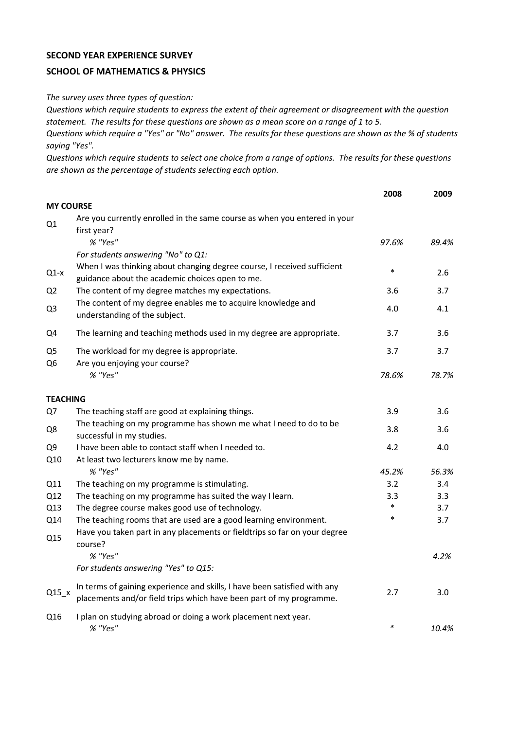**SECOND YEAR EXPERIENCE SURVEY**

**SCHOOL OF MATHEMATICS & PHYSICS**

*The survey uses three types of question:*
*Questions which require students to express the extent of their agreement or disagreement with the question statement. The results for these questions are shown as a mean score on a range of 1 to 5.*
*Questions which require a "Yes" or "No" answer. The results for these questions are shown as the % of students saying "Yes".*
*Questions which require students to select one choice from a range of options. The results for these questions are shown as the percentage of students selecting each option.*

| | | 2008 | 2009 |
|---|---|---|---|
| **MY COURSE** | | | |
| Q1 | Are you currently enrolled in the same course as when you entered in your first year? | | |
| | *% "Yes"* | *97.6%* | *89.4%* |
| | *For students answering "No" to Q1:* | | |
| Q1-x | When I was thinking about changing degree course, I received sufficient guidance about the academic choices open to me. | * | 2.6 |
| Q2 | The content of my degree matches my expectations. | 3.6 | 3.7 |
| Q3 | The content of my degree enables me to acquire knowledge and understanding of the subject. | 4.0 | 4.1 |
| Q4 | The learning and teaching methods used in my degree are appropriate. | 3.7 | 3.6 |
| Q5 | The workload for my degree is appropriate. | 3.7 | 3.7 |
| Q6 | Are you enjoying your course? | | |
| | *% "Yes"* | *78.6%* | *78.7%* |
| **TEACHING** | | | |
| Q7 | The teaching staff are good at explaining things. | 3.9 | 3.6 |
| Q8 | The teaching on my programme has shown me what I need to do to be successful in my studies. | 3.8 | 3.6 |
| Q9 | I have been able to contact staff when I needed to. | 4.2 | 4.0 |
| Q10 | At least two lecturers know me by name. | | |
| | *% "Yes"* | *45.2%* | *56.3%* |
| Q11 | The teaching on my programme is stimulating. | 3.2 | 3.4 |
| Q12 | The teaching on my programme has suited the way I learn. | 3.3 | 3.3 |
| Q13 | The degree course makes good use of technology. | * | 3.7 |
| Q14 | The teaching rooms that are used are a good learning environment. | * | 3.7 |
| Q15 | Have you taken part in any placements or fieldtrips so far on your degree course? | | |
| | *% "Yes"* | | *4.2%* |
| | *For students answering "Yes" to Q15:* | | |
| Q15_x | In terms of gaining experience and skills, I have been satisfied with any placements and/or field trips which have been part of my programme. | 2.7 | 3.0 |
| Q16 | I plan on studying abroad or doing a work placement next year. | | |
| | *% "Yes"* | * | *10.4%* |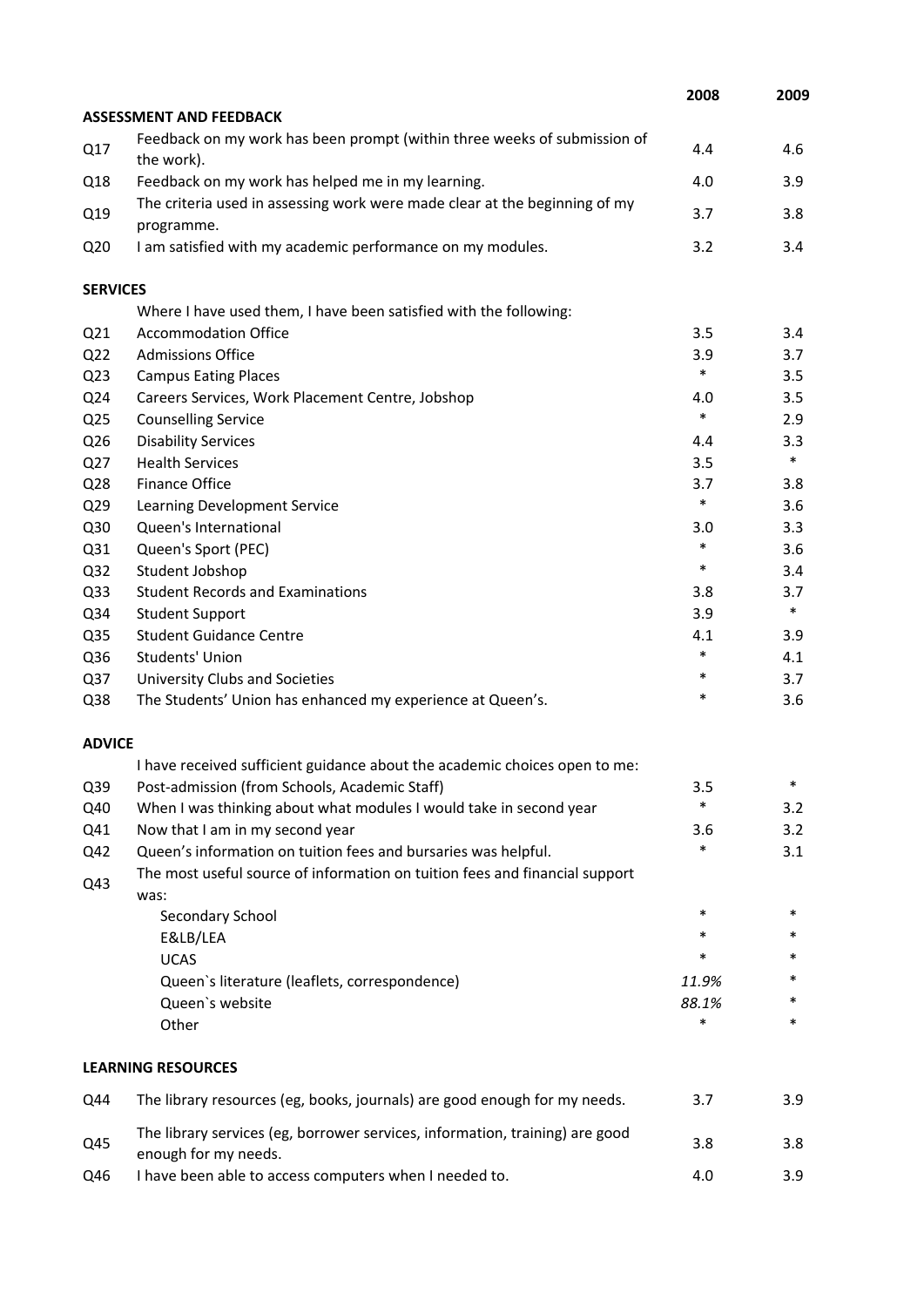|  |  | 2008 | 2009 |
|---|---|---|---|
| **ASSESSMENT AND FEEDBACK** |  |  |  |
| Q17 | Feedback on my work has been prompt (within three weeks of submission of the work). | 4.4 | 4.6 |
| Q18 | Feedback on my work has helped me in my learning. | 4.0 | 3.9 |
| Q19 | The criteria used in assessing work were made clear at the beginning of my programme. | 3.7 | 3.8 |
| Q20 | I am satisfied with my academic performance on my modules. | 3.2 | 3.4 |
| **SERVICES** |  |  |  |
|  | Where I have used them, I have been satisfied with the following: |  |  |
| Q21 | Accommodation Office | 3.5 | 3.4 |
| Q22 | Admissions Office | 3.9 | 3.7 |
| Q23 | Campus Eating Places | * | 3.5 |
| Q24 | Careers Services, Work Placement Centre, Jobshop | 4.0 | 3.5 |
| Q25 | Counselling Service | * | 2.9 |
| Q26 | Disability Services | 4.4 | 3.3 |
| Q27 | Health Services | 3.5 | * |
| Q28 | Finance Office | 3.7 | 3.8 |
| Q29 | Learning Development Service | * | 3.6 |
| Q30 | Queen's International | 3.0 | 3.3 |
| Q31 | Queen's Sport (PEC) | * | 3.6 |
| Q32 | Student Jobshop | * | 3.4 |
| Q33 | Student Records and Examinations | 3.8 | 3.7 |
| Q34 | Student Support | 3.9 | * |
| Q35 | Student Guidance Centre | 4.1 | 3.9 |
| Q36 | Students' Union | * | 4.1 |
| Q37 | University Clubs and Societies | * | 3.7 |
| Q38 | The Students' Union has enhanced my experience at Queen's. | * | 3.6 |
| **ADVICE** |  |  |  |
|  | I have received sufficient guidance about the academic choices open to me: |  |  |
| Q39 | Post-admission (from Schools, Academic Staff) | 3.5 | * |
| Q40 | When I was thinking about what modules I would take in second year | * | 3.2 |
| Q41 | Now that I am in my second year | 3.6 | 3.2 |
| Q42 | Queen's information on tuition fees and bursaries was helpful. | * | 3.1 |
| Q43 | The most useful source of information on tuition fees and financial support was: |  |  |
|  | Secondary School | * | * |
|  | E&LB/LEA | * | * |
|  | UCAS | * | * |
|  | Queen`s literature (leaflets, correspondence) | *11.9%* | * |
|  | Queen`s website | *88.1%* | * |
|  | Other | * | * |
| **LEARNING RESOURCES** |  |  |  |
| Q44 | The library resources (eg, books, journals) are good enough for my needs. | 3.7 | 3.9 |
| Q45 | The library services (eg, borrower services, information, training) are good enough for my needs. | 3.8 | 3.8 |
| Q46 | I have been able to access computers when I needed to. | 4.0 | 3.9 |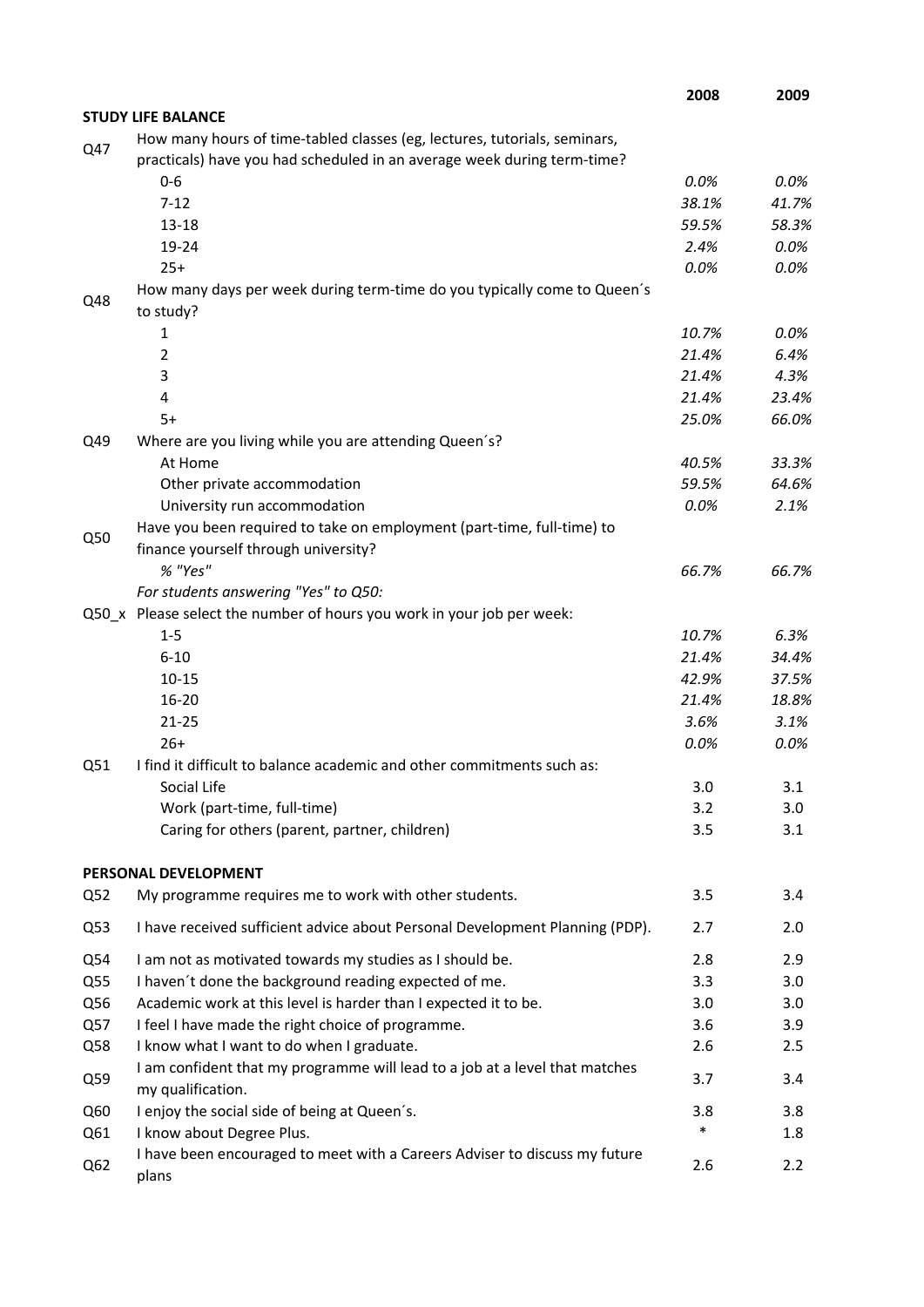| | | 2008 | 2009 |
|---|---|---|---|
| **STUDY LIFE BALANCE** | | | |
| Q47 | How many hours of time-tabled classes (eg, lectures, tutorials, seminars, practicals) have you had scheduled in an average week during term-time? | | |
| | 0-6 | *0.0%* | *0.0%* |
| | 7-12 | *38.1%* | *41.7%* |
| | 13-18 | *59.5%* | *58.3%* |
| | 19-24 | *2.4%* | *0.0%* |
| | 25+ | *0.0%* | *0.0%* |
| Q48 | How many days per week during term-time do you typically come to Queen´s to study? | | |
| | 1 | *10.7%* | *0.0%* |
| | 2 | *21.4%* | *6.4%* |
| | 3 | *21.4%* | *4.3%* |
| | 4 | *21.4%* | *23.4%* |
| | 5+ | *25.0%* | *66.0%* |
| Q49 | Where are you living while you are attending Queen´s? | | |
| | At Home | *40.5%* | *33.3%* |
| | Other private accommodation | *59.5%* | *64.6%* |
| | University run accommodation | *0.0%* | *2.1%* |
| Q50 | Have you been required to take on employment (part-time, full-time) to finance yourself through university? | | |
| | *% "Yes"* | *66.7%* | *66.7%* |
| | *For students answering "Yes" to Q50:* | | |
| Q50_x | Please select the number of hours you work in your job per week: | | |
| | 1-5 | *10.7%* | *6.3%* |
| | 6-10 | *21.4%* | *34.4%* |
| | 10-15 | *42.9%* | *37.5%* |
| | 16-20 | *21.4%* | *18.8%* |
| | 21-25 | *3.6%* | *3.1%* |
| | 26+ | *0.0%* | *0.0%* |
| Q51 | I find it difficult to balance academic and other commitments such as: | | |
| | Social Life | 3.0 | 3.1 |
| | Work (part-time, full-time) | 3.2 | 3.0 |
| | Caring for others (parent, partner, children) | 3.5 | 3.1 |
| **PERSONAL DEVELOPMENT** | | | |
| Q52 | My programme requires me to work with other students. | 3.5 | 3.4 |
| Q53 | I have received sufficient advice about Personal Development Planning (PDP). | 2.7 | 2.0 |
| Q54 | I am not as motivated towards my studies as I should be. | 2.8 | 2.9 |
| Q55 | I haven´t done the background reading expected of me. | 3.3 | 3.0 |
| Q56 | Academic work at this level is harder than I expected it to be. | 3.0 | 3.0 |
| Q57 | I feel I have made the right choice of programme. | 3.6 | 3.9 |
| Q58 | I know what I want to do when I graduate. | 2.6 | 2.5 |
| Q59 | I am confident that my programme will lead to a job at a level that matches my qualification. | 3.7 | 3.4 |
| Q60 | I enjoy the social side of being at Queen´s. | 3.8 | 3.8 |
| Q61 | I know about Degree Plus. | * | 1.8 |
| Q62 | I have been encouraged to meet with a Careers Adviser to discuss my future plans | 2.6 | 2.2 |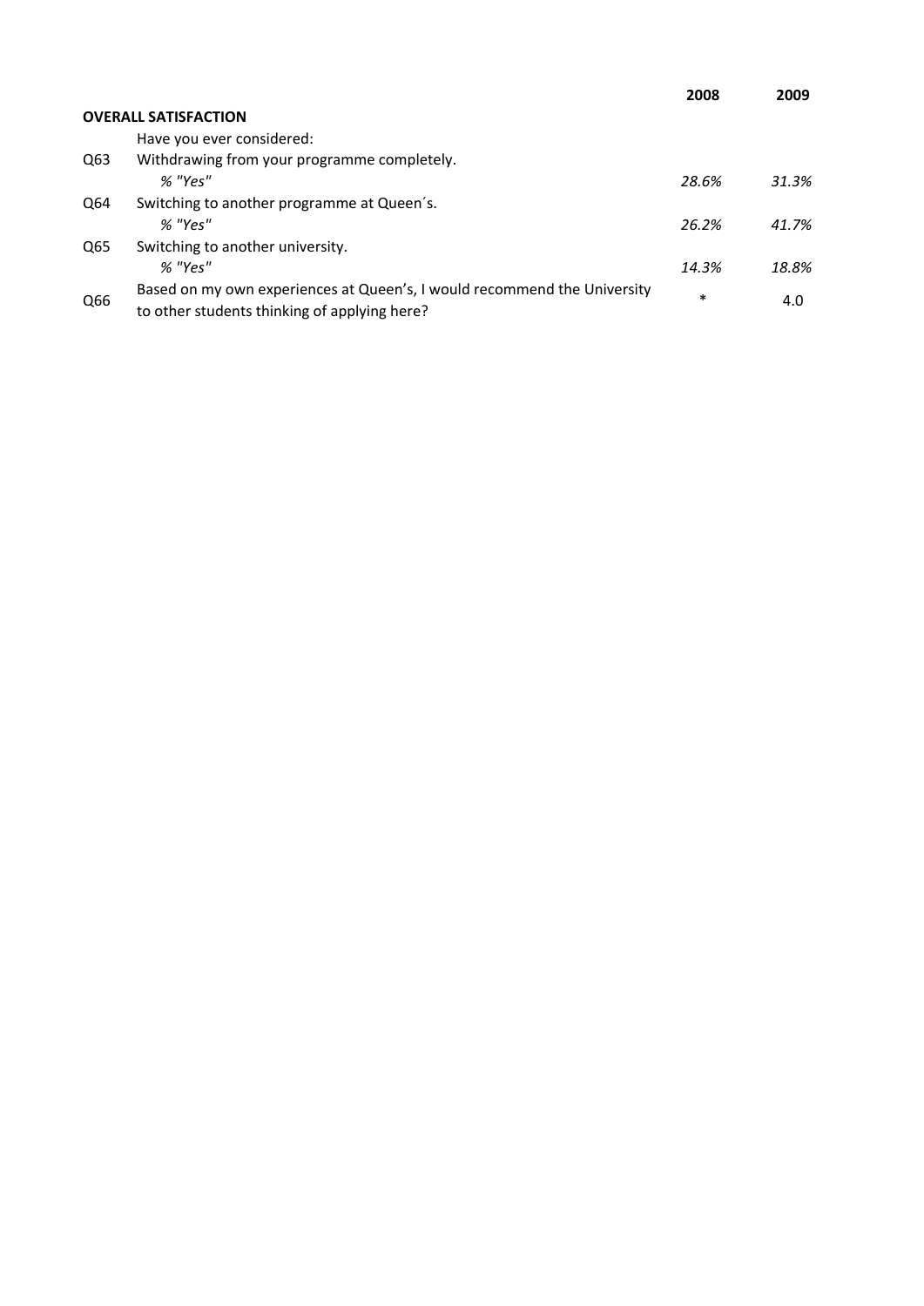| | | 2008 | 2009 |
|---|---|---|---|
| **OVERALL SATISFACTION** | | | |
| | Have you ever considered: | | |
| Q63 | Withdrawing from your programme completely. | | |
| | *% "Yes"* | *28.6%* | *31.3%* |
| Q64 | Switching to another programme at Queen´s. | | |
| | *% "Yes"* | *26.2%* | *41.7%* |
| Q65 | Switching to another university. | | |
| | *% "Yes"* | *14.3%* | *18.8%* |
| Q66 | Based on my own experiences at Queen's, I would recommend the University to other students thinking of applying here? | * | 4.0 |